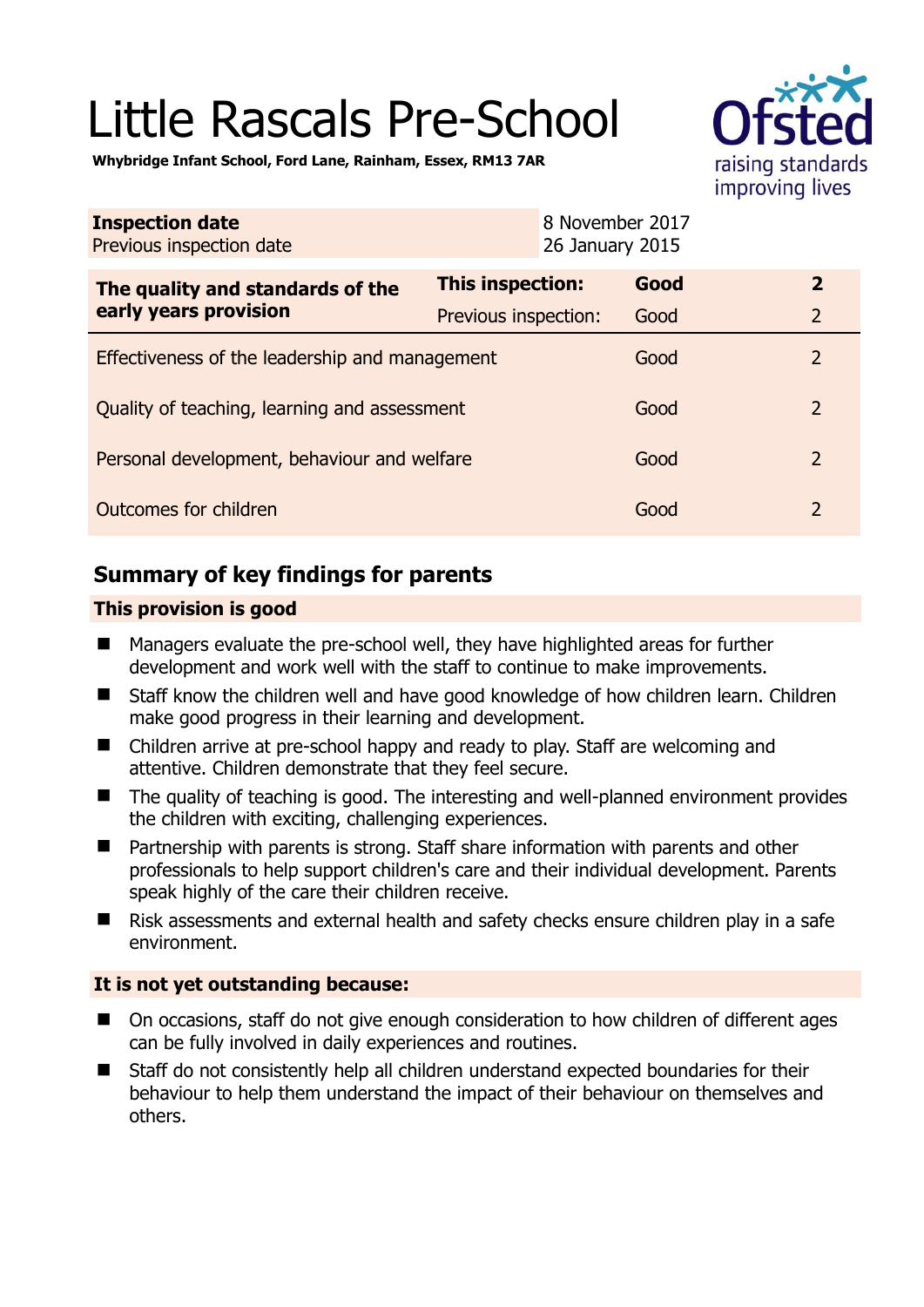# Little Rascals Pre-School

**Whybridge Infant School, Ford Lane, Rainham, Essex, RM13 7AR**

| **Inspection date** | 8 November 2017 |
|---|---|
| Previous inspection date | 26 January 2015 |

| **The quality and standards of the early years provision** | **This inspection:** | **Good** | **2** |
|---|---|---|---|
| | Previous inspection: | Good | 2 |
| Effectiveness of the leadership and management | | Good | 2 |
| Quality of teaching, learning and assessment | | Good | 2 |
| Personal development, behaviour and welfare | | Good | 2 |
| Outcomes for children | | Good | 2 |

## Summary of key findings for parents

### This provision is good

- Managers evaluate the pre-school well, they have highlighted areas for further development and work well with the staff to continue to make improvements.
- Staff know the children well and have good knowledge of how children learn. Children make good progress in their learning and development.
- Children arrive at pre-school happy and ready to play. Staff are welcoming and attentive. Children demonstrate that they feel secure.
- The quality of teaching is good. The interesting and well-planned environment provides the children with exciting, challenging experiences.
- Partnership with parents is strong. Staff share information with parents and other professionals to help support children's care and their individual development. Parents speak highly of the care their children receive.
- Risk assessments and external health and safety checks ensure children play in a safe environment.

### It is not yet outstanding because:

- On occasions, staff do not give enough consideration to how children of different ages can be fully involved in daily experiences and routines.
- Staff do not consistently help all children understand expected boundaries for their behaviour to help them understand the impact of their behaviour on themselves and others.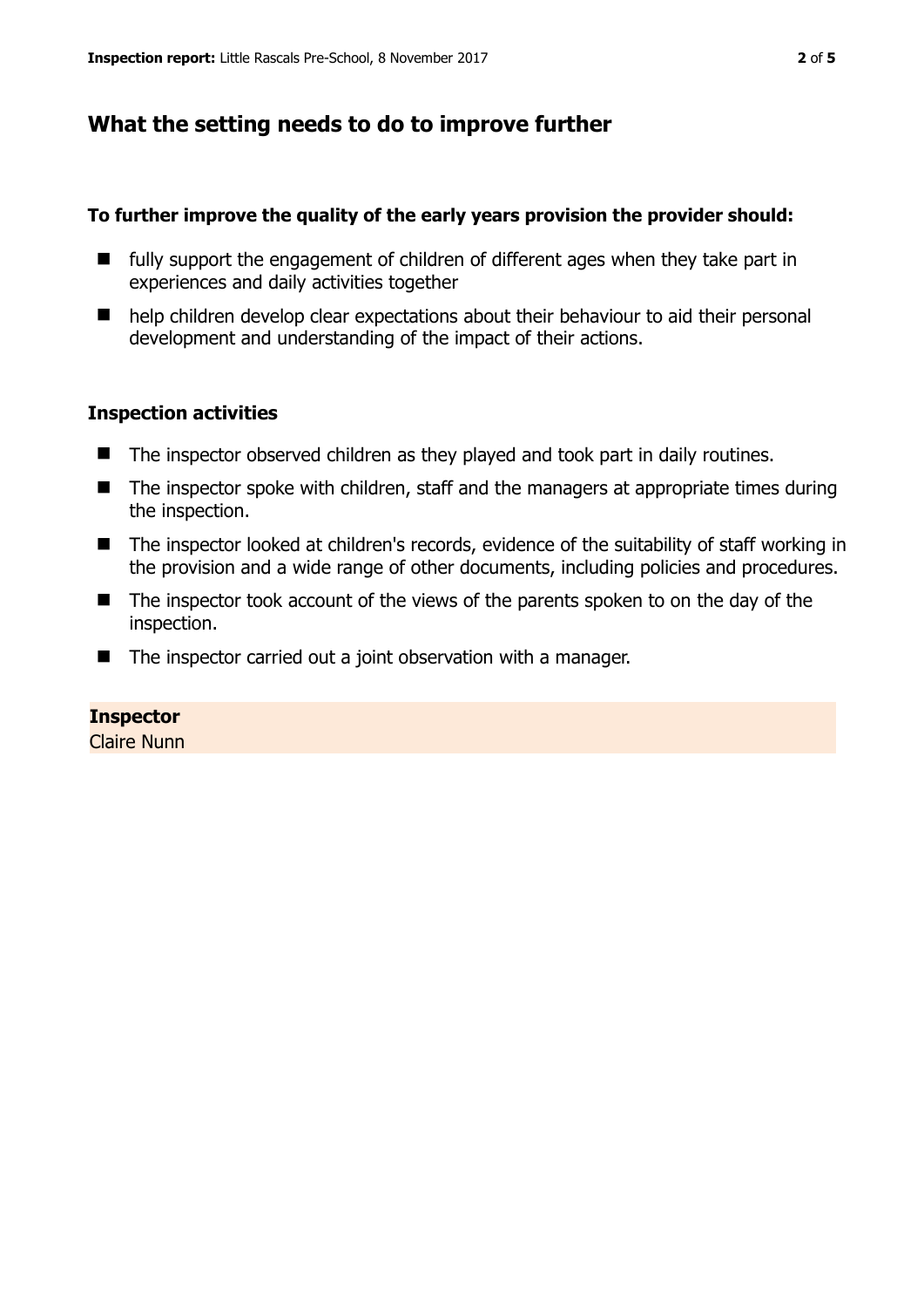## What the setting needs to do to improve further

**To further improve the quality of the early years provision the provider should:**

- fully support the engagement of children of different ages when they take part in experiences and daily activities together
- help children develop clear expectations about their behaviour to aid their personal development and understanding of the impact of their actions.

### Inspection activities

- The inspector observed children as they played and took part in daily routines.
- The inspector spoke with children, staff and the managers at appropriate times during the inspection.
- The inspector looked at children's records, evidence of the suitability of staff working in the provision and a wide range of other documents, including policies and procedures.
- The inspector took account of the views of the parents spoken to on the day of the inspection.
- The inspector carried out a joint observation with a manager.

**Inspector**
Claire Nunn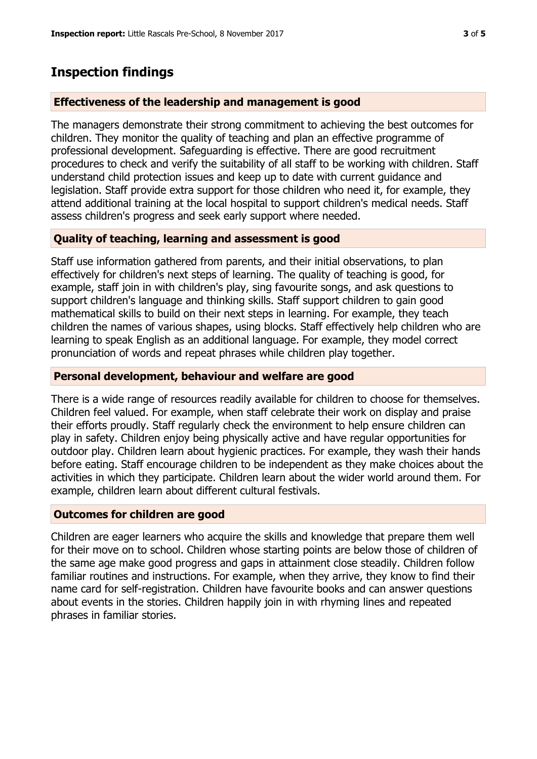## Inspection findings

### Effectiveness of the leadership and management is good

The managers demonstrate their strong commitment to achieving the best outcomes for children. They monitor the quality of teaching and plan an effective programme of professional development. Safeguarding is effective. There are good recruitment procedures to check and verify the suitability of all staff to be working with children. Staff understand child protection issues and keep up to date with current guidance and legislation. Staff provide extra support for those children who need it, for example, they attend additional training at the local hospital to support children's medical needs. Staff assess children's progress and seek early support where needed.

### Quality of teaching, learning and assessment is good

Staff use information gathered from parents, and their initial observations, to plan effectively for children's next steps of learning. The quality of teaching is good, for example, staff join in with children's play, sing favourite songs, and ask questions to support children's language and thinking skills. Staff support children to gain good mathematical skills to build on their next steps in learning. For example, they teach children the names of various shapes, using blocks. Staff effectively help children who are learning to speak English as an additional language. For example, they model correct pronunciation of words and repeat phrases while children play together.

### Personal development, behaviour and welfare are good

There is a wide range of resources readily available for children to choose for themselves. Children feel valued. For example, when staff celebrate their work on display and praise their efforts proudly. Staff regularly check the environment to help ensure children can play in safety. Children enjoy being physically active and have regular opportunities for outdoor play. Children learn about hygienic practices. For example, they wash their hands before eating. Staff encourage children to be independent as they make choices about the activities in which they participate. Children learn about the wider world around them. For example, children learn about different cultural festivals.

### Outcomes for children are good

Children are eager learners who acquire the skills and knowledge that prepare them well for their move on to school. Children whose starting points are below those of children of the same age make good progress and gaps in attainment close steadily. Children follow familiar routines and instructions. For example, when they arrive, they know to find their name card for self-registration. Children have favourite books and can answer questions about events in the stories. Children happily join in with rhyming lines and repeated phrases in familiar stories.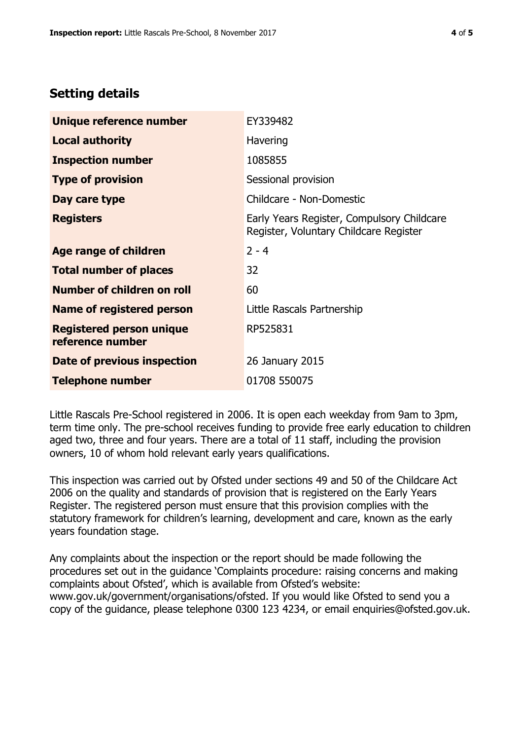## Setting details

| | |
|---|---|
| **Unique reference number** | EY339482 |
| **Local authority** | Havering |
| **Inspection number** | 1085855 |
| **Type of provision** | Sessional provision |
| **Day care type** | Childcare - Non-Domestic |
| **Registers** | Early Years Register, Compulsory Childcare Register, Voluntary Childcare Register |
| **Age range of children** | 2 - 4 |
| **Total number of places** | 32 |
| **Number of children on roll** | 60 |
| **Name of registered person** | Little Rascals Partnership |
| **Registered person unique reference number** | RP525831 |
| **Date of previous inspection** | 26 January 2015 |
| **Telephone number** | 01708 550075 |

Little Rascals Pre-School registered in 2006. It is open each weekday from 9am to 3pm, term time only. The pre-school receives funding to provide free early education to children aged two, three and four years. There are a total of 11 staff, including the provision owners, 10 of whom hold relevant early years qualifications.

This inspection was carried out by Ofsted under sections 49 and 50 of the Childcare Act 2006 on the quality and standards of provision that is registered on the Early Years Register. The registered person must ensure that this provision complies with the statutory framework for children's learning, development and care, known as the early years foundation stage.

Any complaints about the inspection or the report should be made following the procedures set out in the guidance 'Complaints procedure: raising concerns and making complaints about Ofsted', which is available from Ofsted's website: www.gov.uk/government/organisations/ofsted. If you would like Ofsted to send you a copy of the guidance, please telephone 0300 123 4234, or email enquiries@ofsted.gov.uk.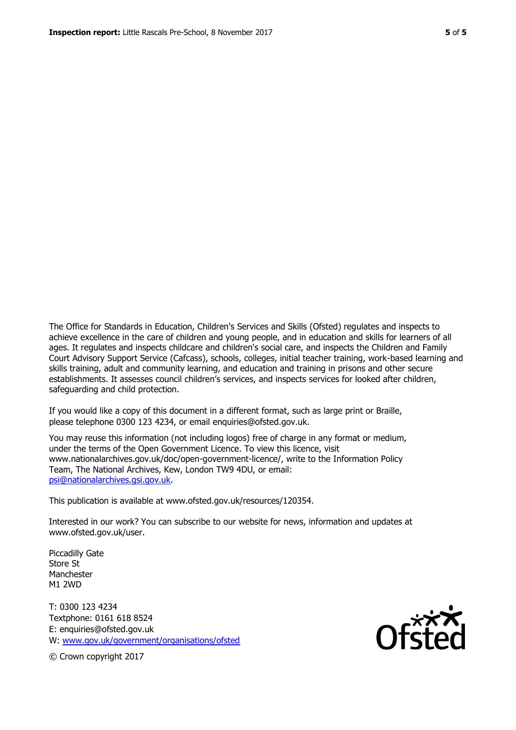The Office for Standards in Education, Children's Services and Skills (Ofsted) regulates and inspects to achieve excellence in the care of children and young people, and in education and skills for learners of all ages. It regulates and inspects childcare and children's social care, and inspects the Children and Family Court Advisory Support Service (Cafcass), schools, colleges, initial teacher training, work-based learning and skills training, adult and community learning, and education and training in prisons and other secure establishments. It assesses council children's services, and inspects services for looked after children, safeguarding and child protection.

If you would like a copy of this document in a different format, such as large print or Braille, please telephone 0300 123 4234, or email enquiries@ofsted.gov.uk.

You may reuse this information (not including logos) free of charge in any format or medium, under the terms of the Open Government Licence. To view this licence, visit www.nationalarchives.gov.uk/doc/open-government-licence/, write to the Information Policy Team, The National Archives, Kew, London TW9 4DU, or email: psi@nationalarchives.gsi.gov.uk.

This publication is available at www.ofsted.gov.uk/resources/120354.

Interested in our work? You can subscribe to our website for news, information and updates at www.ofsted.gov.uk/user.

Piccadilly Gate  
Store St  
Manchester  
M1 2WD

T: 0300 123 4234  
Textphone: 0161 618 8524  
E: enquiries@ofsted.gov.uk  
W: www.gov.uk/government/organisations/ofsted

Ofsted

© Crown copyright 2017